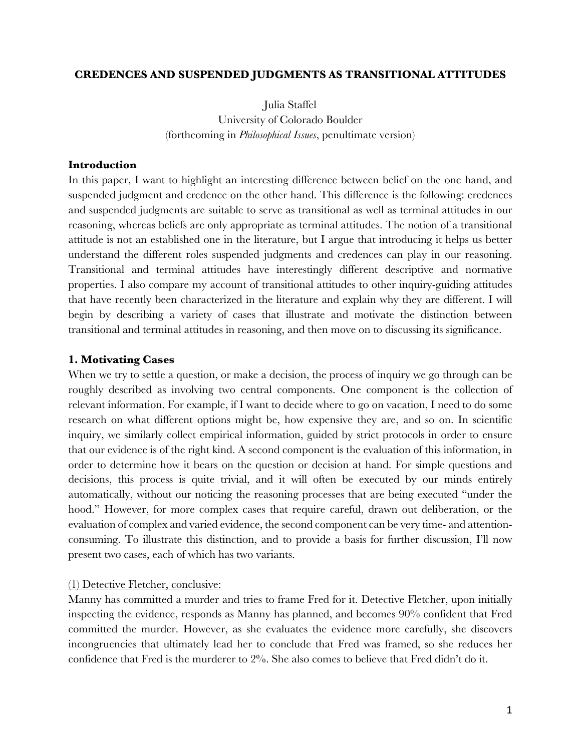# CREDENCES AND SUSPENDED JUDGMENTS AS TRANSITIONAL ATTITUDES

Julia Staffel
University of Colorado Boulder
(forthcoming in *Philosophical Issues*, penultimate version)

## Introduction

In this paper, I want to highlight an interesting difference between belief on the one hand, and suspended judgment and credence on the other hand. This difference is the following: credences and suspended judgments are suitable to serve as transitional as well as terminal attitudes in our reasoning, whereas beliefs are only appropriate as terminal attitudes. The notion of a transitional attitude is not an established one in the literature, but I argue that introducing it helps us better understand the different roles suspended judgments and credences can play in our reasoning. Transitional and terminal attitudes have interestingly different descriptive and normative properties. I also compare my account of transitional attitudes to other inquiry-guiding attitudes that have recently been characterized in the literature and explain why they are different. I will begin by describing a variety of cases that illustrate and motivate the distinction between transitional and terminal attitudes in reasoning, and then move on to discussing its significance.

## 1. Motivating Cases

When we try to settle a question, or make a decision, the process of inquiry we go through can be roughly described as involving two central components. One component is the collection of relevant information. For example, if I want to decide where to go on vacation, I need to do some research on what different options might be, how expensive they are, and so on. In scientific inquiry, we similarly collect empirical information, guided by strict protocols in order to ensure that our evidence is of the right kind. A second component is the evaluation of this information, in order to determine how it bears on the question or decision at hand. For simple questions and decisions, this process is quite trivial, and it will often be executed by our minds entirely automatically, without our noticing the reasoning processes that are being executed "under the hood." However, for more complex cases that require careful, drawn out deliberation, or the evaluation of complex and varied evidence, the second component can be very time- and attention-consuming. To illustrate this distinction, and to provide a basis for further discussion, I'll now present two cases, each of which has two variants.

<u>(1) Detective Fletcher, conclusive:</u>

Manny has committed a murder and tries to frame Fred for it. Detective Fletcher, upon initially inspecting the evidence, responds as Manny has planned, and becomes 90% confident that Fred committed the murder. However, as she evaluates the evidence more carefully, she discovers incongruencies that ultimately lead her to conclude that Fred was framed, so she reduces her confidence that Fred is the murderer to 2%. She also comes to believe that Fred didn't do it.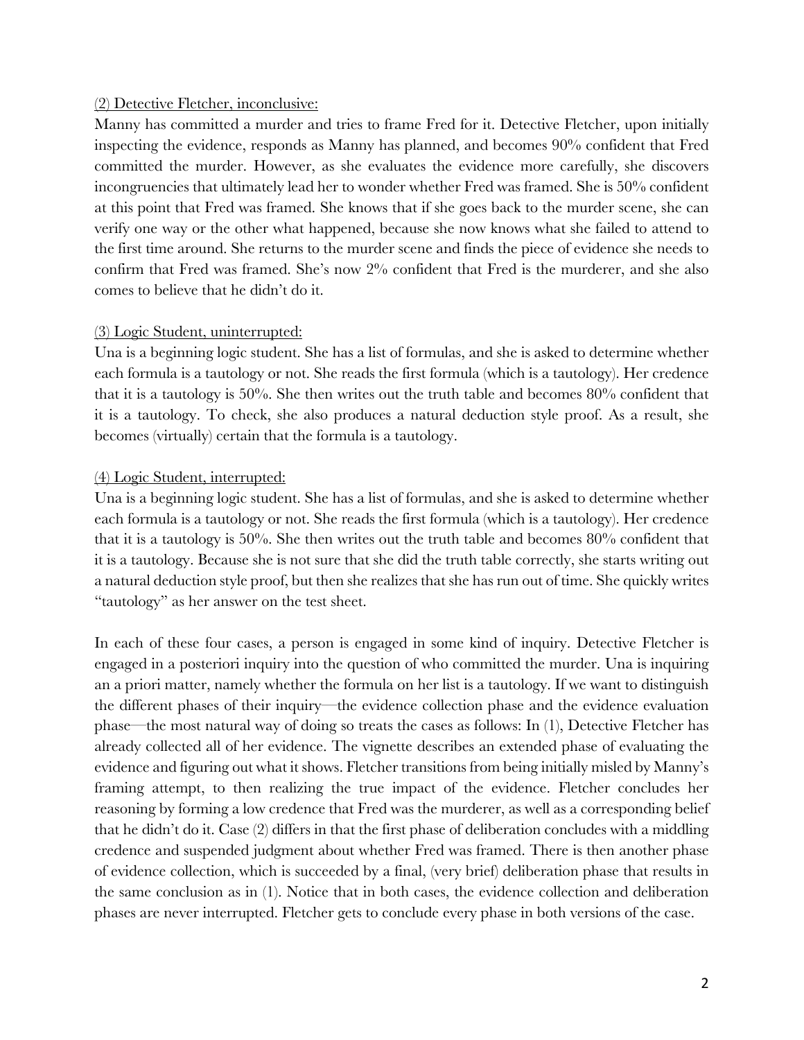<u>(2) Detective Fletcher, inconclusive:</u>

Manny has committed a murder and tries to frame Fred for it. Detective Fletcher, upon initially inspecting the evidence, responds as Manny has planned, and becomes 90% confident that Fred committed the murder. However, as she evaluates the evidence more carefully, she discovers incongruencies that ultimately lead her to wonder whether Fred was framed. She is 50% confident at this point that Fred was framed. She knows that if she goes back to the murder scene, she can verify one way or the other what happened, because she now knows what she failed to attend to the first time around. She returns to the murder scene and finds the piece of evidence she needs to confirm that Fred was framed. She's now 2% confident that Fred is the murderer, and she also comes to believe that he didn't do it.

<u>(3) Logic Student, uninterrupted:</u>

Una is a beginning logic student. She has a list of formulas, and she is asked to determine whether each formula is a tautology or not. She reads the first formula (which is a tautology). Her credence that it is a tautology is 50%. She then writes out the truth table and becomes 80% confident that it is a tautology. To check, she also produces a natural deduction style proof. As a result, she becomes (virtually) certain that the formula is a tautology.

<u>(4) Logic Student, interrupted:</u>

Una is a beginning logic student. She has a list of formulas, and she is asked to determine whether each formula is a tautology or not. She reads the first formula (which is a tautology). Her credence that it is a tautology is 50%. She then writes out the truth table and becomes 80% confident that it is a tautology. Because she is not sure that she did the truth table correctly, she starts writing out a natural deduction style proof, but then she realizes that she has run out of time. She quickly writes "tautology" as her answer on the test sheet.

In each of these four cases, a person is engaged in some kind of inquiry. Detective Fletcher is engaged in a posteriori inquiry into the question of who committed the murder. Una is inquiring an a priori matter, namely whether the formula on her list is a tautology. If we want to distinguish the different phases of their inquiry—the evidence collection phase and the evidence evaluation phase—the most natural way of doing so treats the cases as follows: In (1), Detective Fletcher has already collected all of her evidence. The vignette describes an extended phase of evaluating the evidence and figuring out what it shows. Fletcher transitions from being initially misled by Manny's framing attempt, to then realizing the true impact of the evidence. Fletcher concludes her reasoning by forming a low credence that Fred was the murderer, as well as a corresponding belief that he didn't do it. Case (2) differs in that the first phase of deliberation concludes with a middling credence and suspended judgment about whether Fred was framed. There is then another phase of evidence collection, which is succeeded by a final, (very brief) deliberation phase that results in the same conclusion as in (1). Notice that in both cases, the evidence collection and deliberation phases are never interrupted. Fletcher gets to conclude every phase in both versions of the case.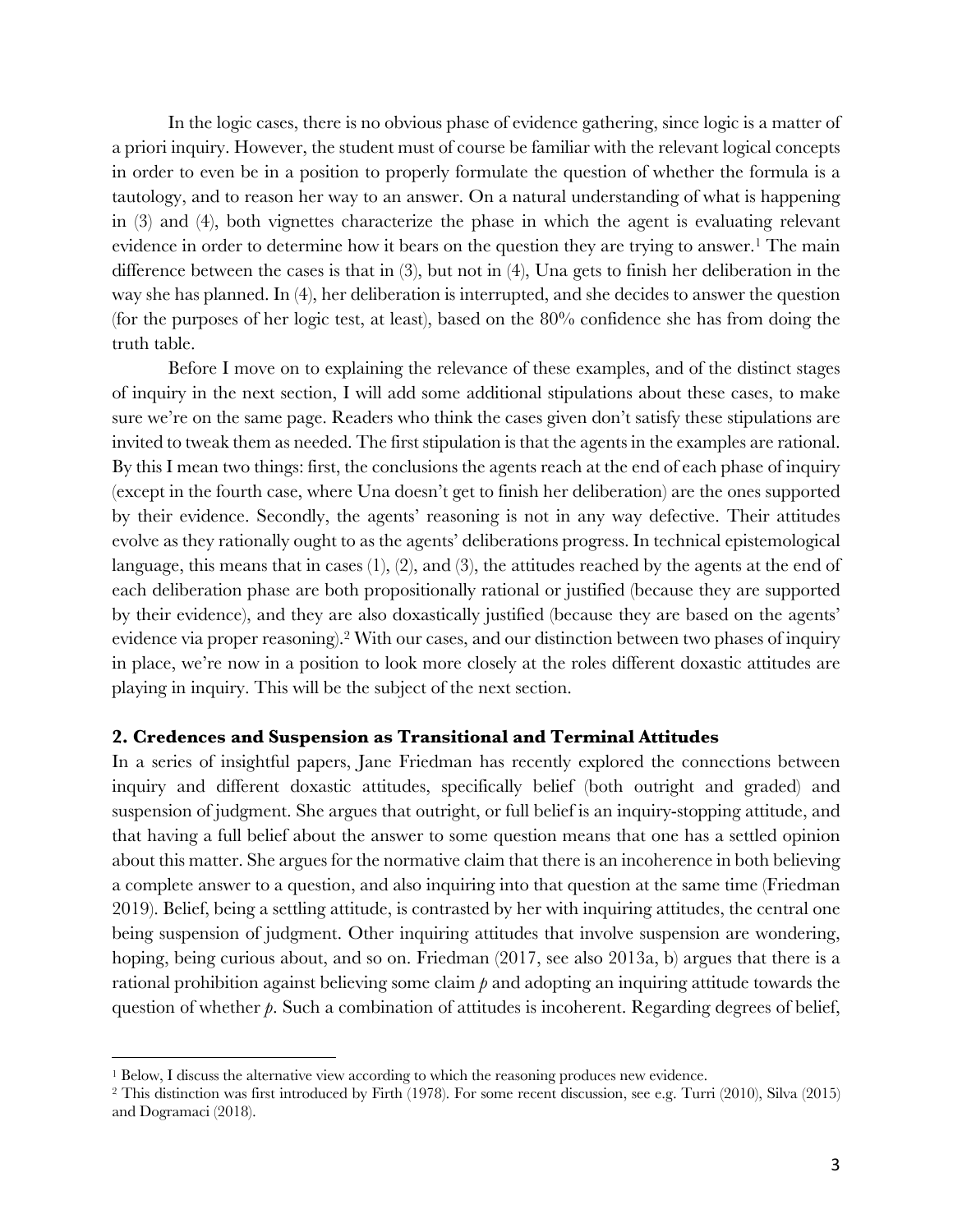In the logic cases, there is no obvious phase of evidence gathering, since logic is a matter of a priori inquiry. However, the student must of course be familiar with the relevant logical concepts in order to even be in a position to properly formulate the question of whether the formula is a tautology, and to reason her way to an answer. On a natural understanding of what is happening in (3) and (4), both vignettes characterize the phase in which the agent is evaluating relevant evidence in order to determine how it bears on the question they are trying to answer.[1] The main difference between the cases is that in (3), but not in (4), Una gets to finish her deliberation in the way she has planned. In (4), her deliberation is interrupted, and she decides to answer the question (for the purposes of her logic test, at least), based on the 80% confidence she has from doing the truth table.

Before I move on to explaining the relevance of these examples, and of the distinct stages of inquiry in the next section, I will add some additional stipulations about these cases, to make sure we're on the same page. Readers who think the cases given don't satisfy these stipulations are invited to tweak them as needed. The first stipulation is that the agents in the examples are rational. By this I mean two things: first, the conclusions the agents reach at the end of each phase of inquiry (except in the fourth case, where Una doesn't get to finish her deliberation) are the ones supported by their evidence. Secondly, the agents' reasoning is not in any way defective. Their attitudes evolve as they rationally ought to as the agents' deliberations progress. In technical epistemological language, this means that in cases (1), (2), and (3), the attitudes reached by the agents at the end of each deliberation phase are both propositionally rational or justified (because they are supported by their evidence), and they are also doxastically justified (because they are based on the agents' evidence via proper reasoning).[2] With our cases, and our distinction between two phases of inquiry in place, we're now in a position to look more closely at the roles different doxastic attitudes are playing in inquiry. This will be the subject of the next section.

## 2. Credences and Suspension as Transitional and Terminal Attitudes

In a series of insightful papers, Jane Friedman has recently explored the connections between inquiry and different doxastic attitudes, specifically belief (both outright and graded) and suspension of judgment. She argues that outright, or full belief is an inquiry-stopping attitude, and that having a full belief about the answer to some question means that one has a settled opinion about this matter. She argues for the normative claim that there is an incoherence in both believing a complete answer to a question, and also inquiring into that question at the same time (Friedman 2019). Belief, being a settling attitude, is contrasted by her with inquiring attitudes, the central one being suspension of judgment. Other inquiring attitudes that involve suspension are wondering, hoping, being curious about, and so on. Friedman (2017, see also 2013a, b) argues that there is a rational prohibition against believing some claim *p* and adopting an inquiring attitude towards the question of whether *p*. Such a combination of attitudes is incoherent. Regarding degrees of belief,

---

[1] Below, I discuss the alternative view according to which the reasoning produces new evidence.

[2] This distinction was first introduced by Firth (1978). For some recent discussion, see e.g. Turri (2010), Silva (2015) and Dogramaci (2018).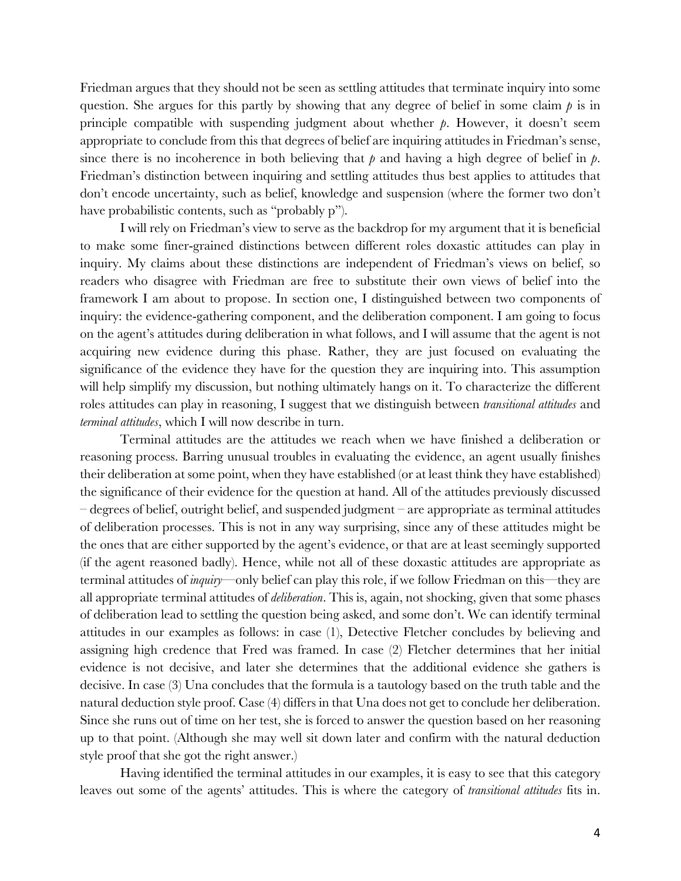Friedman argues that they should not be seen as settling attitudes that terminate inquiry into some question. She argues for this partly by showing that any degree of belief in some claim $p$ is in principle compatible with suspending judgment about whether $p$. However, it doesn't seem appropriate to conclude from this that degrees of belief are inquiring attitudes in Friedman's sense, since there is no incoherence in both believing that $p$ and having a high degree of belief in $p$. Friedman's distinction between inquiring and settling attitudes thus best applies to attitudes that don't encode uncertainty, such as belief, knowledge and suspension (where the former two don't have probabilistic contents, such as "probably p").

I will rely on Friedman's view to serve as the backdrop for my argument that it is beneficial to make some finer-grained distinctions between different roles doxastic attitudes can play in inquiry. My claims about these distinctions are independent of Friedman's views on belief, so readers who disagree with Friedman are free to substitute their own views of belief into the framework I am about to propose. In section one, I distinguished between two components of inquiry: the evidence-gathering component, and the deliberation component. I am going to focus on the agent's attitudes during deliberation in what follows, and I will assume that the agent is not acquiring new evidence during this phase. Rather, they are just focused on evaluating the significance of the evidence they have for the question they are inquiring into. This assumption will help simplify my discussion, but nothing ultimately hangs on it. To characterize the different roles attitudes can play in reasoning, I suggest that we distinguish between *transitional attitudes* and *terminal attitudes*, which I will now describe in turn.

Terminal attitudes are the attitudes we reach when we have finished a deliberation or reasoning process. Barring unusual troubles in evaluating the evidence, an agent usually finishes their deliberation at some point, when they have established (or at least think they have established) the significance of their evidence for the question at hand. All of the attitudes previously discussed – degrees of belief, outright belief, and suspended judgment – are appropriate as terminal attitudes of deliberation processes. This is not in any way surprising, since any of these attitudes might be the ones that are either supported by the agent's evidence, or that are at least seemingly supported (if the agent reasoned badly). Hence, while not all of these doxastic attitudes are appropriate as terminal attitudes of *inquiry*—only belief can play this role, if we follow Friedman on this—they are all appropriate terminal attitudes of *deliberation*. This is, again, not shocking, given that some phases of deliberation lead to settling the question being asked, and some don't. We can identify terminal attitudes in our examples as follows: in case (1), Detective Fletcher concludes by believing and assigning high credence that Fred was framed. In case (2) Fletcher determines that her initial evidence is not decisive, and later she determines that the additional evidence she gathers is decisive. In case (3) Una concludes that the formula is a tautology based on the truth table and the natural deduction style proof. Case (4) differs in that Una does not get to conclude her deliberation. Since she runs out of time on her test, she is forced to answer the question based on her reasoning up to that point. (Although she may well sit down later and confirm with the natural deduction style proof that she got the right answer.)

Having identified the terminal attitudes in our examples, it is easy to see that this category leaves out some of the agents' attitudes. This is where the category of *transitional attitudes* fits in.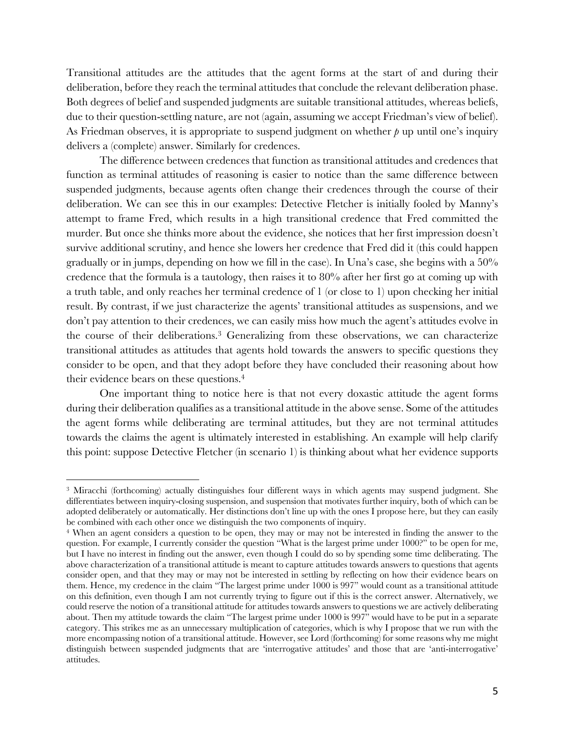Transitional attitudes are the attitudes that the agent forms at the start of and during their deliberation, before they reach the terminal attitudes that conclude the relevant deliberation phase. Both degrees of belief and suspended judgments are suitable transitional attitudes, whereas beliefs, due to their question-settling nature, are not (again, assuming we accept Friedman's view of belief). As Friedman observes, it is appropriate to suspend judgment on whether *p* up until one's inquiry delivers a (complete) answer. Similarly for credences.

The difference between credences that function as transitional attitudes and credences that function as terminal attitudes of reasoning is easier to notice than the same difference between suspended judgments, because agents often change their credences through the course of their deliberation. We can see this in our examples: Detective Fletcher is initially fooled by Manny's attempt to frame Fred, which results in a high transitional credence that Fred committed the murder. But once she thinks more about the evidence, she notices that her first impression doesn't survive additional scrutiny, and hence she lowers her credence that Fred did it (this could happen gradually or in jumps, depending on how we fill in the case). In Una's case, she begins with a 50% credence that the formula is a tautology, then raises it to 80% after her first go at coming up with a truth table, and only reaches her terminal credence of 1 (or close to 1) upon checking her initial result. By contrast, if we just characterize the agents' transitional attitudes as suspensions, and we don't pay attention to their credences, we can easily miss how much the agent's attitudes evolve in the course of their deliberations.[3] Generalizing from these observations, we can characterize transitional attitudes as attitudes that agents hold towards the answers to specific questions they consider to be open, and that they adopt before they have concluded their reasoning about how their evidence bears on these questions.[4]

One important thing to notice here is that not every doxastic attitude the agent forms during their deliberation qualifies as a transitional attitude in the above sense. Some of the attitudes the agent forms while deliberating are terminal attitudes, but they are not terminal attitudes towards the claims the agent is ultimately interested in establishing. An example will help clarify this point: suppose Detective Fletcher (in scenario 1) is thinking about what her evidence supports

---

[3] Miracchi (forthcoming) actually distinguishes four different ways in which agents may suspend judgment. She differentiates between inquiry-closing suspension, and suspension that motivates further inquiry, both of which can be adopted deliberately or automatically. Her distinctions don't line up with the ones I propose here, but they can easily be combined with each other once we distinguish the two components of inquiry.

[4] When an agent considers a question to be open, they may or may not be interested in finding the answer to the question. For example, I currently consider the question "What is the largest prime under 1000?" to be open for me, but I have no interest in finding out the answer, even though I could do so by spending some time deliberating. The above characterization of a transitional attitude is meant to capture attitudes towards answers to questions that agents consider open, and that they may or may not be interested in settling by reflecting on how their evidence bears on them. Hence, my credence in the claim "The largest prime under 1000 is 997" would count as a transitional attitude on this definition, even though I am not currently trying to figure out if this is the correct answer. Alternatively, we could reserve the notion of a transitional attitude for attitudes towards answers to questions we are actively deliberating about. Then my attitude towards the claim "The largest prime under 1000 is 997" would have to be put in a separate category. This strikes me as an unnecessary multiplication of categories, which is why I propose that we run with the more encompassing notion of a transitional attitude. However, see Lord (forthcoming) for some reasons why me might distinguish between suspended judgments that are 'interrogative attitudes' and those that are 'anti-interrogative' attitudes.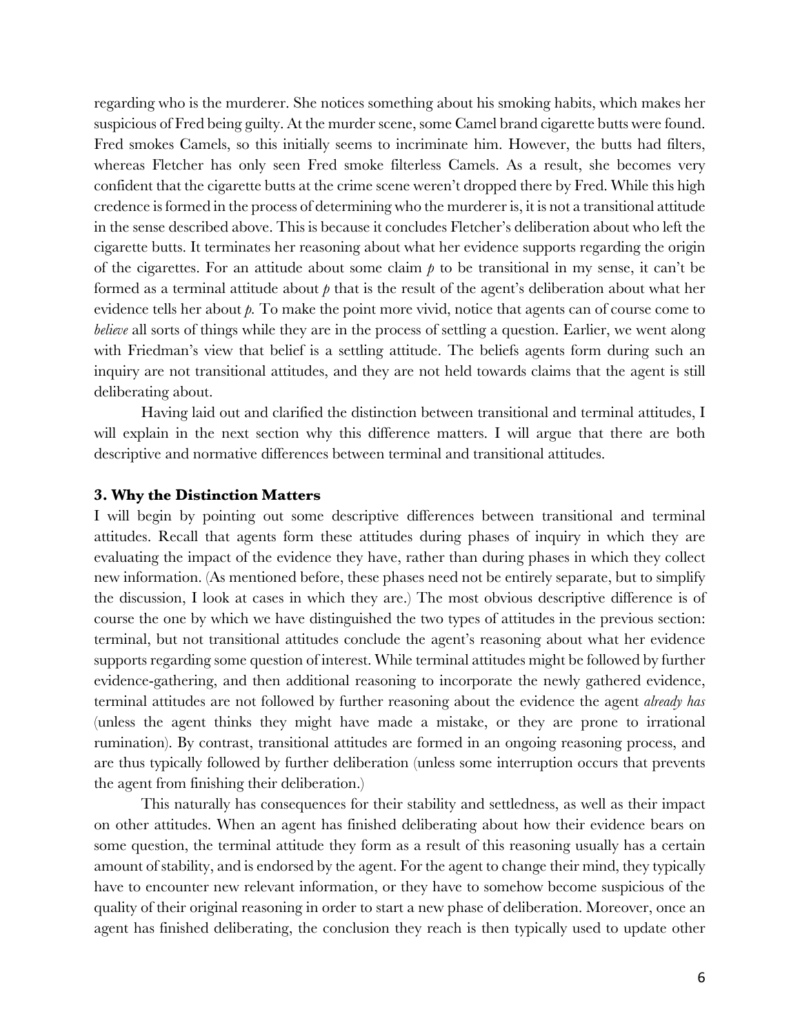regarding who is the murderer. She notices something about his smoking habits, which makes her suspicious of Fred being guilty. At the murder scene, some Camel brand cigarette butts were found. Fred smokes Camels, so this initially seems to incriminate him. However, the butts had filters, whereas Fletcher has only seen Fred smoke filterless Camels. As a result, she becomes very confident that the cigarette butts at the crime scene weren't dropped there by Fred. While this high credence is formed in the process of determining who the murderer is, it is not a transitional attitude in the sense described above. This is because it concludes Fletcher's deliberation about who left the cigarette butts. It terminates her reasoning about what her evidence supports regarding the origin of the cigarettes. For an attitude about some claim $p$ to be transitional in my sense, it can't be formed as a terminal attitude about $p$ that is the result of the agent's deliberation about what her evidence tells her about $p$. To make the point more vivid, notice that agents can of course come to *believe* all sorts of things while they are in the process of settling a question. Earlier, we went along with Friedman's view that belief is a settling attitude. The beliefs agents form during such an inquiry are not transitional attitudes, and they are not held towards claims that the agent is still deliberating about.

Having laid out and clarified the distinction between transitional and terminal attitudes, I will explain in the next section why this difference matters. I will argue that there are both descriptive and normative differences between terminal and transitional attitudes.

### 3. Why the Distinction Matters

I will begin by pointing out some descriptive differences between transitional and terminal attitudes. Recall that agents form these attitudes during phases of inquiry in which they are evaluating the impact of the evidence they have, rather than during phases in which they collect new information. (As mentioned before, these phases need not be entirely separate, but to simplify the discussion, I look at cases in which they are.) The most obvious descriptive difference is of course the one by which we have distinguished the two types of attitudes in the previous section: terminal, but not transitional attitudes conclude the agent's reasoning about what her evidence supports regarding some question of interest. While terminal attitudes might be followed by further evidence-gathering, and then additional reasoning to incorporate the newly gathered evidence, terminal attitudes are not followed by further reasoning about the evidence the agent *already has* (unless the agent thinks they might have made a mistake, or they are prone to irrational rumination). By contrast, transitional attitudes are formed in an ongoing reasoning process, and are thus typically followed by further deliberation (unless some interruption occurs that prevents the agent from finishing their deliberation.)

This naturally has consequences for their stability and settledness, as well as their impact on other attitudes. When an agent has finished deliberating about how their evidence bears on some question, the terminal attitude they form as a result of this reasoning usually has a certain amount of stability, and is endorsed by the agent. For the agent to change their mind, they typically have to encounter new relevant information, or they have to somehow become suspicious of the quality of their original reasoning in order to start a new phase of deliberation. Moreover, once an agent has finished deliberating, the conclusion they reach is then typically used to update other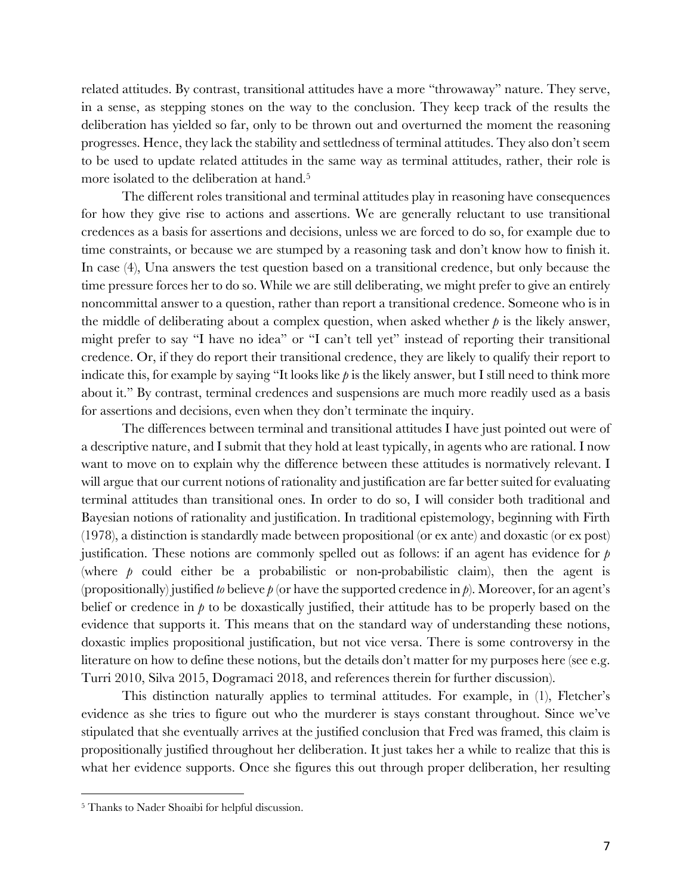related attitudes. By contrast, transitional attitudes have a more "throwaway" nature. They serve, in a sense, as stepping stones on the way to the conclusion. They keep track of the results the deliberation has yielded so far, only to be thrown out and overturned the moment the reasoning progresses. Hence, they lack the stability and settledness of terminal attitudes. They also don't seem to be used to update related attitudes in the same way as terminal attitudes, rather, their role is more isolated to the deliberation at hand.[5]

The different roles transitional and terminal attitudes play in reasoning have consequences for how they give rise to actions and assertions. We are generally reluctant to use transitional credences as a basis for assertions and decisions, unless we are forced to do so, for example due to time constraints, or because we are stumped by a reasoning task and don't know how to finish it. In case (4), Una answers the test question based on a transitional credence, but only because the time pressure forces her to do so. While we are still deliberating, we might prefer to give an entirely noncommittal answer to a question, rather than report a transitional credence. Someone who is in the middle of deliberating about a complex question, when asked whether $p$ is the likely answer, might prefer to say "I have no idea" or "I can't tell yet" instead of reporting their transitional credence. Or, if they do report their transitional credence, they are likely to qualify their report to indicate this, for example by saying "It looks like $p$ is the likely answer, but I still need to think more about it." By contrast, terminal credences and suspensions are much more readily used as a basis for assertions and decisions, even when they don't terminate the inquiry.

The differences between terminal and transitional attitudes I have just pointed out were of a descriptive nature, and I submit that they hold at least typically, in agents who are rational. I now want to move on to explain why the difference between these attitudes is normatively relevant. I will argue that our current notions of rationality and justification are far better suited for evaluating terminal attitudes than transitional ones. In order to do so, I will consider both traditional and Bayesian notions of rationality and justification. In traditional epistemology, beginning with Firth (1978), a distinction is standardly made between propositional (or ex ante) and doxastic (or ex post) justification. These notions are commonly spelled out as follows: if an agent has evidence for $p$ (where $p$ could either be a probabilistic or non-probabilistic claim), then the agent is (propositionally) justified *to* believe $p$ (or have the supported credence in $p$). Moreover, for an agent's belief or credence in $p$ to be doxastically justified, their attitude has to be properly based on the evidence that supports it. This means that on the standard way of understanding these notions, doxastic implies propositional justification, but not vice versa. There is some controversy in the literature on how to define these notions, but the details don't matter for my purposes here (see e.g. Turri 2010, Silva 2015, Dogramaci 2018, and references therein for further discussion).

This distinction naturally applies to terminal attitudes. For example, in (1), Fletcher's evidence as she tries to figure out who the murderer is stays constant throughout. Since we've stipulated that she eventually arrives at the justified conclusion that Fred was framed, this claim is propositionally justified throughout her deliberation. It just takes her a while to realize that this is what her evidence supports. Once she figures this out through proper deliberation, her resulting

---

[5] Thanks to Nader Shoaibi for helpful discussion.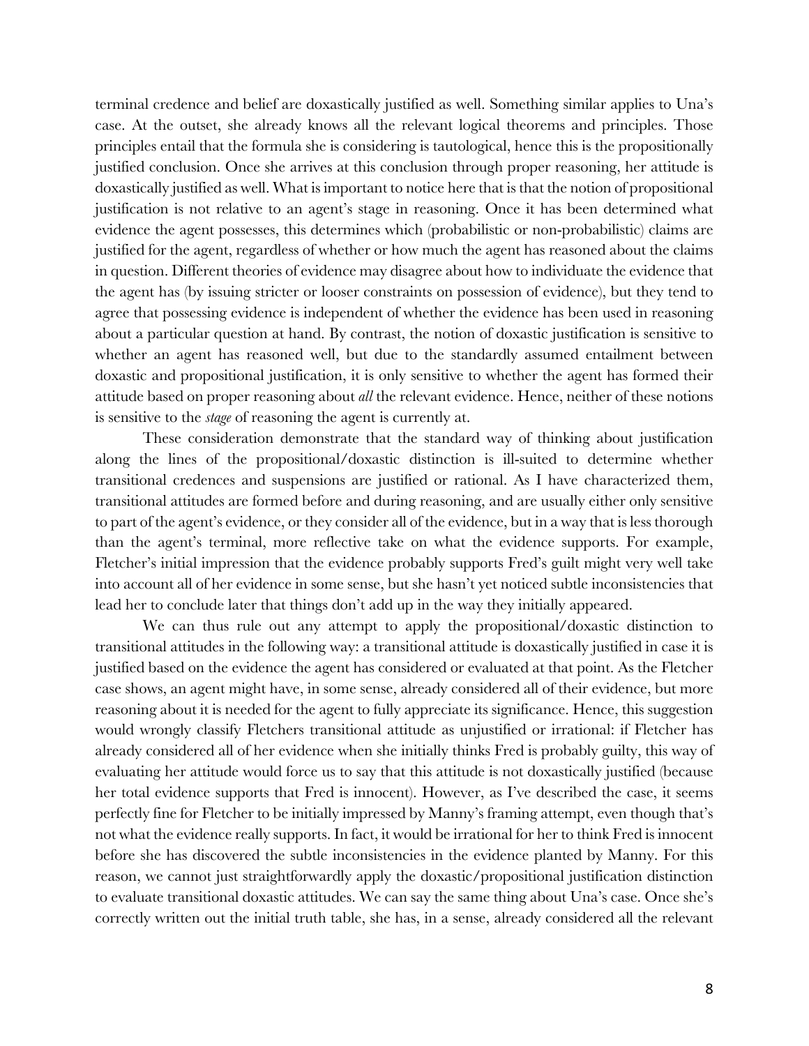terminal credence and belief are doxastically justified as well. Something similar applies to Una's case. At the outset, she already knows all the relevant logical theorems and principles. Those principles entail that the formula she is considering is tautological, hence this is the propositionally justified conclusion. Once she arrives at this conclusion through proper reasoning, her attitude is doxastically justified as well. What is important to notice here that is that the notion of propositional justification is not relative to an agent's stage in reasoning. Once it has been determined what evidence the agent possesses, this determines which (probabilistic or non-probabilistic) claims are justified for the agent, regardless of whether or how much the agent has reasoned about the claims in question. Different theories of evidence may disagree about how to individuate the evidence that the agent has (by issuing stricter or looser constraints on possession of evidence), but they tend to agree that possessing evidence is independent of whether the evidence has been used in reasoning about a particular question at hand. By contrast, the notion of doxastic justification is sensitive to whether an agent has reasoned well, but due to the standardly assumed entailment between doxastic and propositional justification, it is only sensitive to whether the agent has formed their attitude based on proper reasoning about *all* the relevant evidence. Hence, neither of these notions is sensitive to the *stage* of reasoning the agent is currently at.

These consideration demonstrate that the standard way of thinking about justification along the lines of the propositional/doxastic distinction is ill-suited to determine whether transitional credences and suspensions are justified or rational. As I have characterized them, transitional attitudes are formed before and during reasoning, and are usually either only sensitive to part of the agent's evidence, or they consider all of the evidence, but in a way that is less thorough than the agent's terminal, more reflective take on what the evidence supports. For example, Fletcher's initial impression that the evidence probably supports Fred's guilt might very well take into account all of her evidence in some sense, but she hasn't yet noticed subtle inconsistencies that lead her to conclude later that things don't add up in the way they initially appeared.

We can thus rule out any attempt to apply the propositional/doxastic distinction to transitional attitudes in the following way: a transitional attitude is doxastically justified in case it is justified based on the evidence the agent has considered or evaluated at that point. As the Fletcher case shows, an agent might have, in some sense, already considered all of their evidence, but more reasoning about it is needed for the agent to fully appreciate its significance. Hence, this suggestion would wrongly classify Fletchers transitional attitude as unjustified or irrational: if Fletcher has already considered all of her evidence when she initially thinks Fred is probably guilty, this way of evaluating her attitude would force us to say that this attitude is not doxastically justified (because her total evidence supports that Fred is innocent). However, as I've described the case, it seems perfectly fine for Fletcher to be initially impressed by Manny's framing attempt, even though that's not what the evidence really supports. In fact, it would be irrational for her to think Fred is innocent before she has discovered the subtle inconsistencies in the evidence planted by Manny. For this reason, we cannot just straightforwardly apply the doxastic/propositional justification distinction to evaluate transitional doxastic attitudes. We can say the same thing about Una's case. Once she's correctly written out the initial truth table, she has, in a sense, already considered all the relevant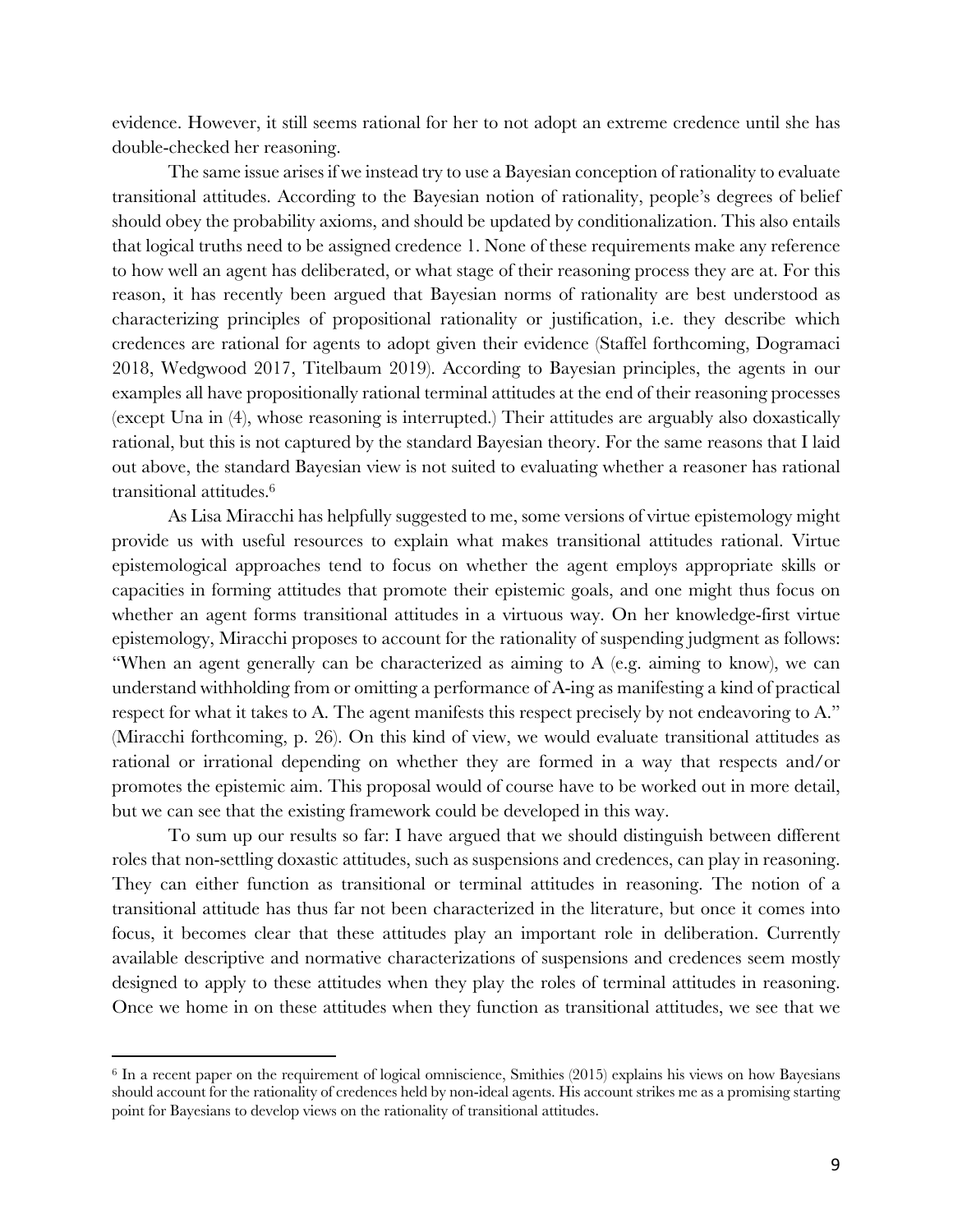evidence. However, it still seems rational for her to not adopt an extreme credence until she has double-checked her reasoning.

The same issue arises if we instead try to use a Bayesian conception of rationality to evaluate transitional attitudes. According to the Bayesian notion of rationality, people's degrees of belief should obey the probability axioms, and should be updated by conditionalization. This also entails that logical truths need to be assigned credence 1. None of these requirements make any reference to how well an agent has deliberated, or what stage of their reasoning process they are at. For this reason, it has recently been argued that Bayesian norms of rationality are best understood as characterizing principles of propositional rationality or justification, i.e. they describe which credences are rational for agents to adopt given their evidence (Staffel forthcoming, Dogramaci 2018, Wedgwood 2017, Titelbaum 2019). According to Bayesian principles, the agents in our examples all have propositionally rational terminal attitudes at the end of their reasoning processes (except Una in (4), whose reasoning is interrupted.) Their attitudes are arguably also doxastically rational, but this is not captured by the standard Bayesian theory. For the same reasons that I laid out above, the standard Bayesian view is not suited to evaluating whether a reasoner has rational transitional attitudes.[6]

As Lisa Miracchi has helpfully suggested to me, some versions of virtue epistemology might provide us with useful resources to explain what makes transitional attitudes rational. Virtue epistemological approaches tend to focus on whether the agent employs appropriate skills or capacities in forming attitudes that promote their epistemic goals, and one might thus focus on whether an agent forms transitional attitudes in a virtuous way. On her knowledge-first virtue epistemology, Miracchi proposes to account for the rationality of suspending judgment as follows: "When an agent generally can be characterized as aiming to A (e.g. aiming to know), we can understand withholding from or omitting a performance of A-ing as manifesting a kind of practical respect for what it takes to A. The agent manifests this respect precisely by not endeavoring to A." (Miracchi forthcoming, p. 26). On this kind of view, we would evaluate transitional attitudes as rational or irrational depending on whether they are formed in a way that respects and/or promotes the epistemic aim. This proposal would of course have to be worked out in more detail, but we can see that the existing framework could be developed in this way.

To sum up our results so far: I have argued that we should distinguish between different roles that non-settling doxastic attitudes, such as suspensions and credences, can play in reasoning. They can either function as transitional or terminal attitudes in reasoning. The notion of a transitional attitude has thus far not been characterized in the literature, but once it comes into focus, it becomes clear that these attitudes play an important role in deliberation. Currently available descriptive and normative characterizations of suspensions and credences seem mostly designed to apply to these attitudes when they play the roles of terminal attitudes in reasoning. Once we home in on these attitudes when they function as transitional attitudes, we see that we

---

[6] In a recent paper on the requirement of logical omniscience, Smithies (2015) explains his views on how Bayesians should account for the rationality of credences held by non-ideal agents. His account strikes me as a promising starting point for Bayesians to develop views on the rationality of transitional attitudes.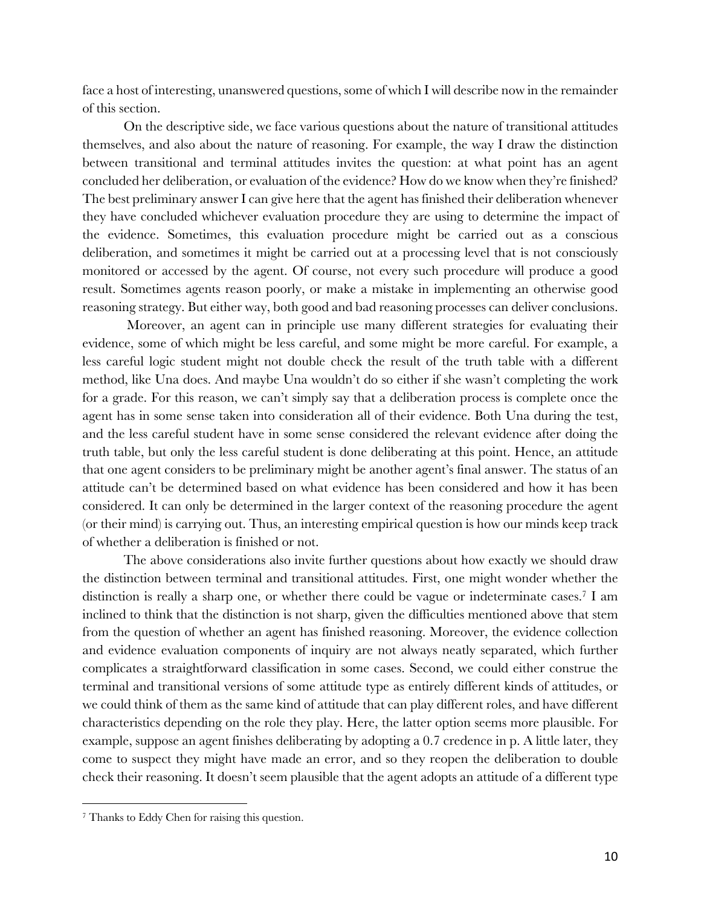face a host of interesting, unanswered questions, some of which I will describe now in the remainder of this section.

On the descriptive side, we face various questions about the nature of transitional attitudes themselves, and also about the nature of reasoning. For example, the way I draw the distinction between transitional and terminal attitudes invites the question: at what point has an agent concluded her deliberation, or evaluation of the evidence? How do we know when they're finished? The best preliminary answer I can give here that the agent has finished their deliberation whenever they have concluded whichever evaluation procedure they are using to determine the impact of the evidence. Sometimes, this evaluation procedure might be carried out as a conscious deliberation, and sometimes it might be carried out at a processing level that is not consciously monitored or accessed by the agent. Of course, not every such procedure will produce a good result. Sometimes agents reason poorly, or make a mistake in implementing an otherwise good reasoning strategy. But either way, both good and bad reasoning processes can deliver conclusions.

Moreover, an agent can in principle use many different strategies for evaluating their evidence, some of which might be less careful, and some might be more careful. For example, a less careful logic student might not double check the result of the truth table with a different method, like Una does. And maybe Una wouldn't do so either if she wasn't completing the work for a grade. For this reason, we can't simply say that a deliberation process is complete once the agent has in some sense taken into consideration all of their evidence. Both Una during the test, and the less careful student have in some sense considered the relevant evidence after doing the truth table, but only the less careful student is done deliberating at this point. Hence, an attitude that one agent considers to be preliminary might be another agent's final answer. The status of an attitude can't be determined based on what evidence has been considered and how it has been considered. It can only be determined in the larger context of the reasoning procedure the agent (or their mind) is carrying out. Thus, an interesting empirical question is how our minds keep track of whether a deliberation is finished or not.

The above considerations also invite further questions about how exactly we should draw the distinction between terminal and transitional attitudes. First, one might wonder whether the distinction is really a sharp one, or whether there could be vague or indeterminate cases.[7] I am inclined to think that the distinction is not sharp, given the difficulties mentioned above that stem from the question of whether an agent has finished reasoning. Moreover, the evidence collection and evidence evaluation components of inquiry are not always neatly separated, which further complicates a straightforward classification in some cases. Second, we could either construe the terminal and transitional versions of some attitude type as entirely different kinds of attitudes, or we could think of them as the same kind of attitude that can play different roles, and have different characteristics depending on the role they play. Here, the latter option seems more plausible. For example, suppose an agent finishes deliberating by adopting a 0.7 credence in p. A little later, they come to suspect they might have made an error, and so they reopen the deliberation to double check their reasoning. It doesn't seem plausible that the agent adopts an attitude of a different type

---

[7] Thanks to Eddy Chen for raising this question.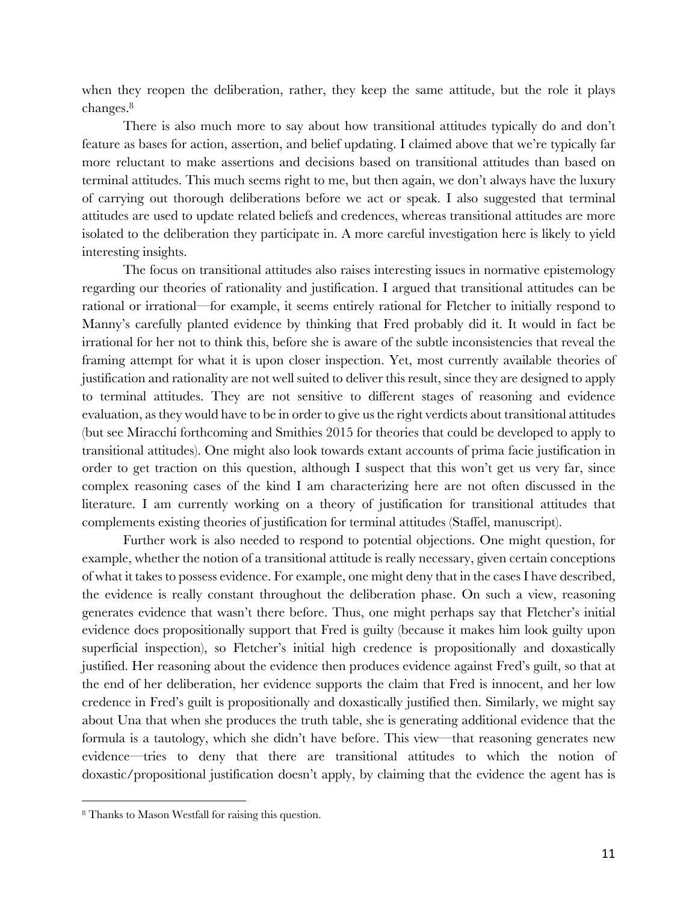when they reopen the deliberation, rather, they keep the same attitude, but the role it plays changes.[8]

There is also much more to say about how transitional attitudes typically do and don't feature as bases for action, assertion, and belief updating. I claimed above that we're typically far more reluctant to make assertions and decisions based on transitional attitudes than based on terminal attitudes. This much seems right to me, but then again, we don't always have the luxury of carrying out thorough deliberations before we act or speak. I also suggested that terminal attitudes are used to update related beliefs and credences, whereas transitional attitudes are more isolated to the deliberation they participate in. A more careful investigation here is likely to yield interesting insights.

The focus on transitional attitudes also raises interesting issues in normative epistemology regarding our theories of rationality and justification. I argued that transitional attitudes can be rational or irrational—for example, it seems entirely rational for Fletcher to initially respond to Manny's carefully planted evidence by thinking that Fred probably did it. It would in fact be irrational for her not to think this, before she is aware of the subtle inconsistencies that reveal the framing attempt for what it is upon closer inspection. Yet, most currently available theories of justification and rationality are not well suited to deliver this result, since they are designed to apply to terminal attitudes. They are not sensitive to different stages of reasoning and evidence evaluation, as they would have to be in order to give us the right verdicts about transitional attitudes (but see Miracchi forthcoming and Smithies 2015 for theories that could be developed to apply to transitional attitudes). One might also look towards extant accounts of prima facie justification in order to get traction on this question, although I suspect that this won't get us very far, since complex reasoning cases of the kind I am characterizing here are not often discussed in the literature. I am currently working on a theory of justification for transitional attitudes that complements existing theories of justification for terminal attitudes (Staffel, manuscript).

Further work is also needed to respond to potential objections. One might question, for example, whether the notion of a transitional attitude is really necessary, given certain conceptions of what it takes to possess evidence. For example, one might deny that in the cases I have described, the evidence is really constant throughout the deliberation phase. On such a view, reasoning generates evidence that wasn't there before. Thus, one might perhaps say that Fletcher's initial evidence does propositionally support that Fred is guilty (because it makes him look guilty upon superficial inspection), so Fletcher's initial high credence is propositionally and doxastically justified. Her reasoning about the evidence then produces evidence against Fred's guilt, so that at the end of her deliberation, her evidence supports the claim that Fred is innocent, and her low credence in Fred's guilt is propositionally and doxastically justified then. Similarly, we might say about Una that when she produces the truth table, she is generating additional evidence that the formula is a tautology, which she didn't have before. This view—that reasoning generates new evidence—tries to deny that there are transitional attitudes to which the notion of doxastic/propositional justification doesn't apply, by claiming that the evidence the agent has is

---

[8] Thanks to Mason Westfall for raising this question.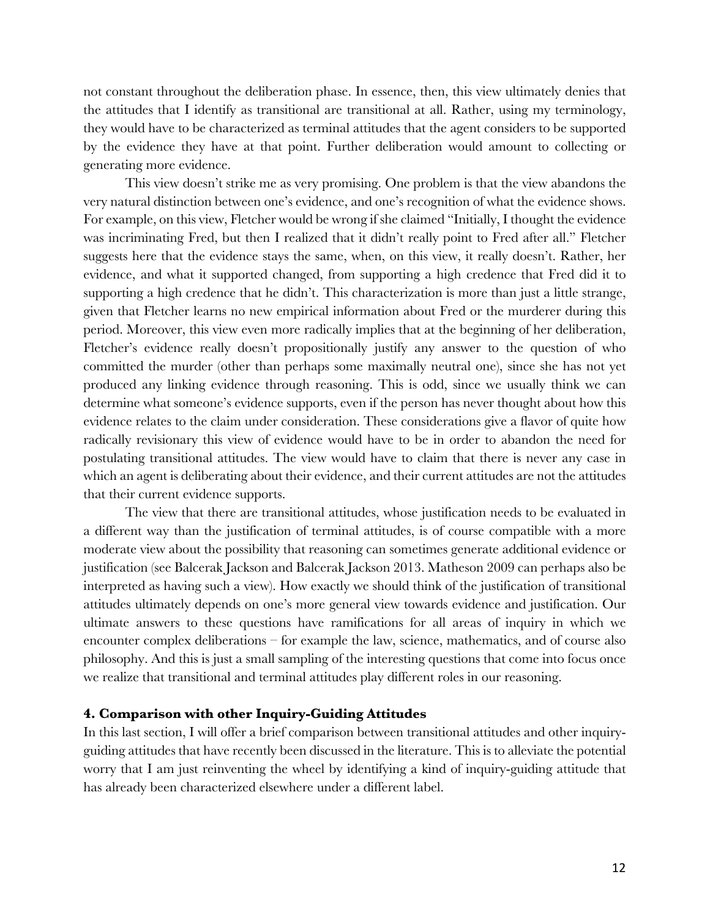not constant throughout the deliberation phase. In essence, then, this view ultimately denies that the attitudes that I identify as transitional are transitional at all. Rather, using my terminology, they would have to be characterized as terminal attitudes that the agent considers to be supported by the evidence they have at that point. Further deliberation would amount to collecting or generating more evidence.

This view doesn't strike me as very promising. One problem is that the view abandons the very natural distinction between one's evidence, and one's recognition of what the evidence shows. For example, on this view, Fletcher would be wrong if she claimed "Initially, I thought the evidence was incriminating Fred, but then I realized that it didn't really point to Fred after all." Fletcher suggests here that the evidence stays the same, when, on this view, it really doesn't. Rather, her evidence, and what it supported changed, from supporting a high credence that Fred did it to supporting a high credence that he didn't. This characterization is more than just a little strange, given that Fletcher learns no new empirical information about Fred or the murderer during this period. Moreover, this view even more radically implies that at the beginning of her deliberation, Fletcher's evidence really doesn't propositionally justify any answer to the question of who committed the murder (other than perhaps some maximally neutral one), since she has not yet produced any linking evidence through reasoning. This is odd, since we usually think we can determine what someone's evidence supports, even if the person has never thought about how this evidence relates to the claim under consideration. These considerations give a flavor of quite how radically revisionary this view of evidence would have to be in order to abandon the need for postulating transitional attitudes. The view would have to claim that there is never any case in which an agent is deliberating about their evidence, and their current attitudes are not the attitudes that their current evidence supports.

The view that there are transitional attitudes, whose justification needs to be evaluated in a different way than the justification of terminal attitudes, is of course compatible with a more moderate view about the possibility that reasoning can sometimes generate additional evidence or justification (see Balcerak Jackson and Balcerak Jackson 2013. Matheson 2009 can perhaps also be interpreted as having such a view). How exactly we should think of the justification of transitional attitudes ultimately depends on one's more general view towards evidence and justification. Our ultimate answers to these questions have ramifications for all areas of inquiry in which we encounter complex deliberations – for example the law, science, mathematics, and of course also philosophy. And this is just a small sampling of the interesting questions that come into focus once we realize that transitional and terminal attitudes play different roles in our reasoning.

### 4. Comparison with other Inquiry-Guiding Attitudes

In this last section, I will offer a brief comparison between transitional attitudes and other inquiry-guiding attitudes that have recently been discussed in the literature. This is to alleviate the potential worry that I am just reinventing the wheel by identifying a kind of inquiry-guiding attitude that has already been characterized elsewhere under a different label.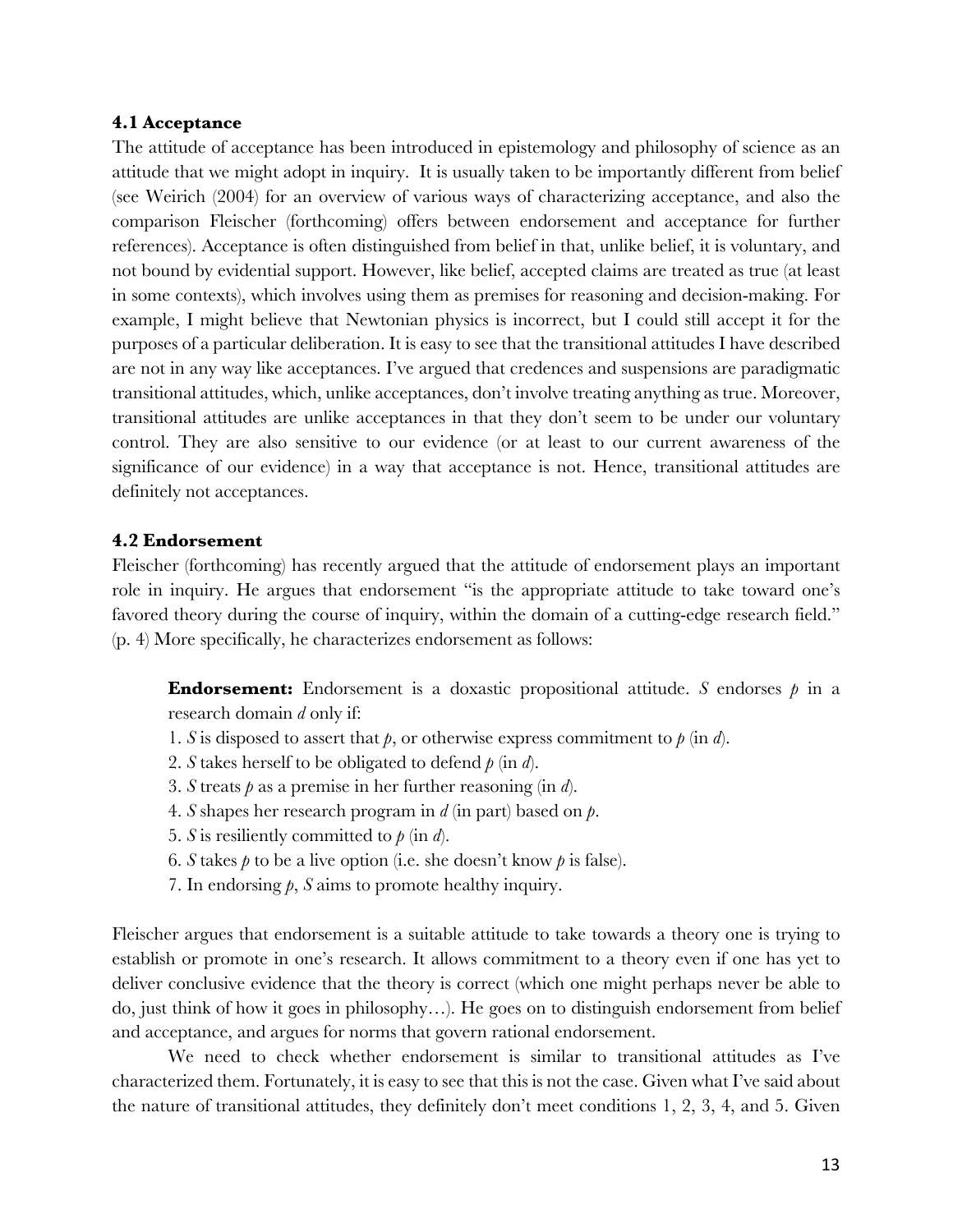### 4.1 Acceptance

The attitude of acceptance has been introduced in epistemology and philosophy of science as an attitude that we might adopt in inquiry. It is usually taken to be importantly different from belief (see Weirich (2004) for an overview of various ways of characterizing acceptance, and also the comparison Fleischer (forthcoming) offers between endorsement and acceptance for further references). Acceptance is often distinguished from belief in that, unlike belief, it is voluntary, and not bound by evidential support. However, like belief, accepted claims are treated as true (at least in some contexts), which involves using them as premises for reasoning and decision-making. For example, I might believe that Newtonian physics is incorrect, but I could still accept it for the purposes of a particular deliberation. It is easy to see that the transitional attitudes I have described are not in any way like acceptances. I've argued that credences and suspensions are paradigmatic transitional attitudes, which, unlike acceptances, don't involve treating anything as true. Moreover, transitional attitudes are unlike acceptances in that they don't seem to be under our voluntary control. They are also sensitive to our evidence (or at least to our current awareness of the significance of our evidence) in a way that acceptance is not. Hence, transitional attitudes are definitely not acceptances.

### 4.2 Endorsement

Fleischer (forthcoming) has recently argued that the attitude of endorsement plays an important role in inquiry. He argues that endorsement "is the appropriate attitude to take toward one's favored theory during the course of inquiry, within the domain of a cutting-edge research field." (p. 4) More specifically, he characterizes endorsement as follows:

> **Endorsement:** Endorsement is a doxastic propositional attitude. *S* endorses *p* in a research domain *d* only if:
>
> 1. *S* is disposed to assert that *p*, or otherwise express commitment to *p* (in *d*).
> 2. *S* takes herself to be obligated to defend *p* (in *d*).
> 3. *S* treats *p* as a premise in her further reasoning (in *d*).
> 4. *S* shapes her research program in *d* (in part) based on *p*.
> 5. *S* is resiliently committed to *p* (in *d*).
> 6. *S* takes *p* to be a live option (i.e. she doesn't know *p* is false).
> 7. In endorsing *p*, *S* aims to promote healthy inquiry.

Fleischer argues that endorsement is a suitable attitude to take towards a theory one is trying to establish or promote in one's research. It allows commitment to a theory even if one has yet to deliver conclusive evidence that the theory is correct (which one might perhaps never be able to do, just think of how it goes in philosophy…). He goes on to distinguish endorsement from belief and acceptance, and argues for norms that govern rational endorsement.

We need to check whether endorsement is similar to transitional attitudes as I've characterized them. Fortunately, it is easy to see that this is not the case. Given what I've said about the nature of transitional attitudes, they definitely don't meet conditions 1, 2, 3, 4, and 5. Given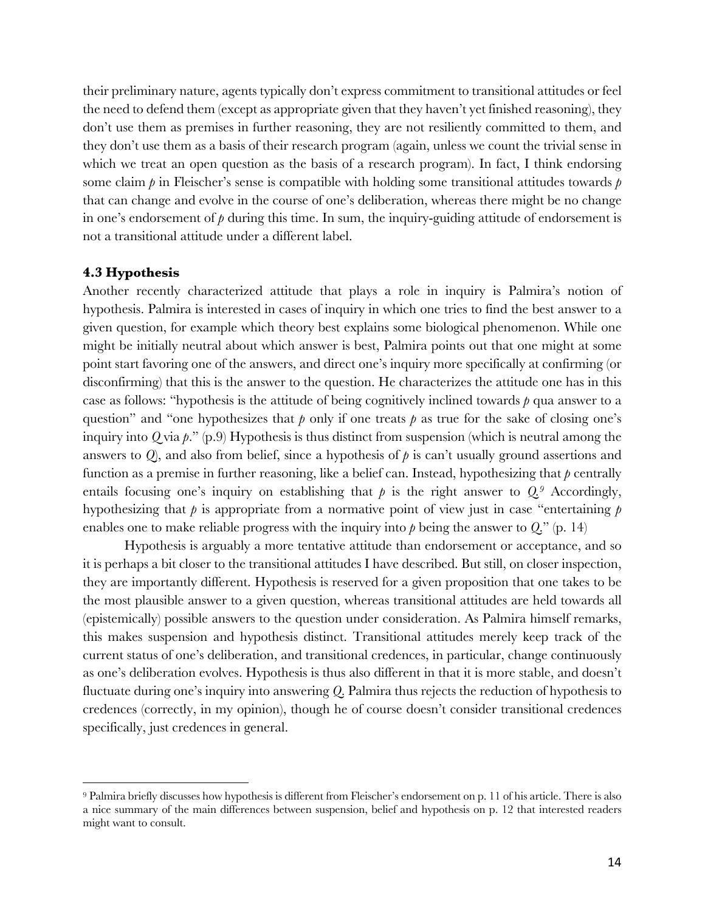their preliminary nature, agents typically don't express commitment to transitional attitudes or feel the need to defend them (except as appropriate given that they haven't yet finished reasoning), they don't use them as premises in further reasoning, they are not resiliently committed to them, and they don't use them as a basis of their research program (again, unless we count the trivial sense in which we treat an open question as the basis of a research program). In fact, I think endorsing some claim *p* in Fleischer's sense is compatible with holding some transitional attitudes towards *p* that can change and evolve in the course of one's deliberation, whereas there might be no change in one's endorsement of *p* during this time. In sum, the inquiry-guiding attitude of endorsement is not a transitional attitude under a different label.

### 4.3 Hypothesis

Another recently characterized attitude that plays a role in inquiry is Palmira's notion of hypothesis. Palmira is interested in cases of inquiry in which one tries to find the best answer to a given question, for example which theory best explains some biological phenomenon. While one might be initially neutral about which answer is best, Palmira points out that one might at some point start favoring one of the answers, and direct one's inquiry more specifically at confirming (or disconfirming) that this is the answer to the question. He characterizes the attitude one has in this case as follows: "hypothesis is the attitude of being cognitively inclined towards *p* qua answer to a question" and "one hypothesizes that *p* only if one treats *p* as true for the sake of closing one's inquiry into *Q* via *p*." (p.9) Hypothesis is thus distinct from suspension (which is neutral among the answers to *Q*), and also from belief, since a hypothesis of *p* is can't usually ground assertions and function as a premise in further reasoning, like a belief can. Instead, hypothesizing that *p* centrally entails focusing one's inquiry on establishing that *p* is the right answer to *Q*.[9] Accordingly, hypothesizing that *p* is appropriate from a normative point of view just in case "entertaining *p* enables one to make reliable progress with the inquiry into *p* being the answer to *Q*." (p. 14)

Hypothesis is arguably a more tentative attitude than endorsement or acceptance, and so it is perhaps a bit closer to the transitional attitudes I have described. But still, on closer inspection, they are importantly different. Hypothesis is reserved for a given proposition that one takes to be the most plausible answer to a given question, whereas transitional attitudes are held towards all (epistemically) possible answers to the question under consideration. As Palmira himself remarks, this makes suspension and hypothesis distinct. Transitional attitudes merely keep track of the current status of one's deliberation, and transitional credences, in particular, change continuously as one's deliberation evolves. Hypothesis is thus also different in that it is more stable, and doesn't fluctuate during one's inquiry into answering *Q*. Palmira thus rejects the reduction of hypothesis to credences (correctly, in my opinion), though he of course doesn't consider transitional credences specifically, just credences in general.

---

[9] Palmira briefly discusses how hypothesis is different from Fleischer's endorsement on p. 11 of his article. There is also a nice summary of the main differences between suspension, belief and hypothesis on p. 12 that interested readers might want to consult.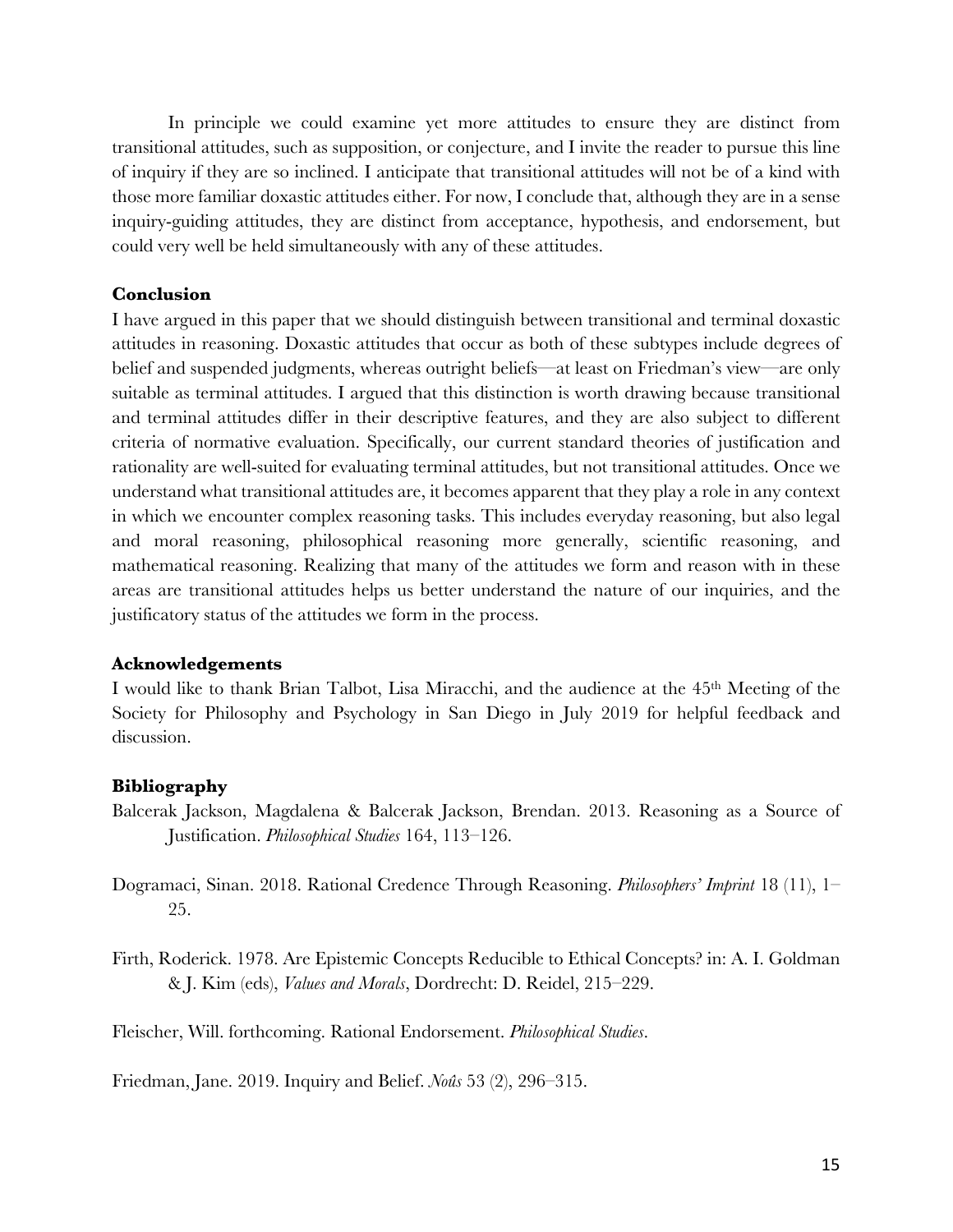In principle we could examine yet more attitudes to ensure they are distinct from transitional attitudes, such as supposition, or conjecture, and I invite the reader to pursue this line of inquiry if they are so inclined. I anticipate that transitional attitudes will not be of a kind with those more familiar doxastic attitudes either. For now, I conclude that, although they are in a sense inquiry-guiding attitudes, they are distinct from acceptance, hypothesis, and endorsement, but could very well be held simultaneously with any of these attitudes.

**Conclusion**

I have argued in this paper that we should distinguish between transitional and terminal doxastic attitudes in reasoning. Doxastic attitudes that occur as both of these subtypes include degrees of belief and suspended judgments, whereas outright beliefs—at least on Friedman's view—are only suitable as terminal attitudes. I argued that this distinction is worth drawing because transitional and terminal attitudes differ in their descriptive features, and they are also subject to different criteria of normative evaluation. Specifically, our current standard theories of justification and rationality are well-suited for evaluating terminal attitudes, but not transitional attitudes. Once we understand what transitional attitudes are, it becomes apparent that they play a role in any context in which we encounter complex reasoning tasks. This includes everyday reasoning, but also legal and moral reasoning, philosophical reasoning more generally, scientific reasoning, and mathematical reasoning. Realizing that many of the attitudes we form and reason with in these areas are transitional attitudes helps us better understand the nature of our inquiries, and the justificatory status of the attitudes we form in the process.

**Acknowledgements**

I would like to thank Brian Talbot, Lisa Miracchi, and the audience at the 45th Meeting of the Society for Philosophy and Psychology in San Diego in July 2019 for helpful feedback and discussion.

**Bibliography**

Balcerak Jackson, Magdalena & Balcerak Jackson, Brendan. 2013. Reasoning as a Source of Justification. *Philosophical Studies* 164, 113–126.

Dogramaci, Sinan. 2018. Rational Credence Through Reasoning. *Philosophers' Imprint* 18 (11), 1–25.

Firth, Roderick. 1978. Are Epistemic Concepts Reducible to Ethical Concepts? in: A. I. Goldman & J. Kim (eds), *Values and Morals*, Dordrecht: D. Reidel, 215–229.

Fleischer, Will. forthcoming. Rational Endorsement. *Philosophical Studies*.

Friedman, Jane. 2019. Inquiry and Belief. *Noûs* 53 (2), 296–315.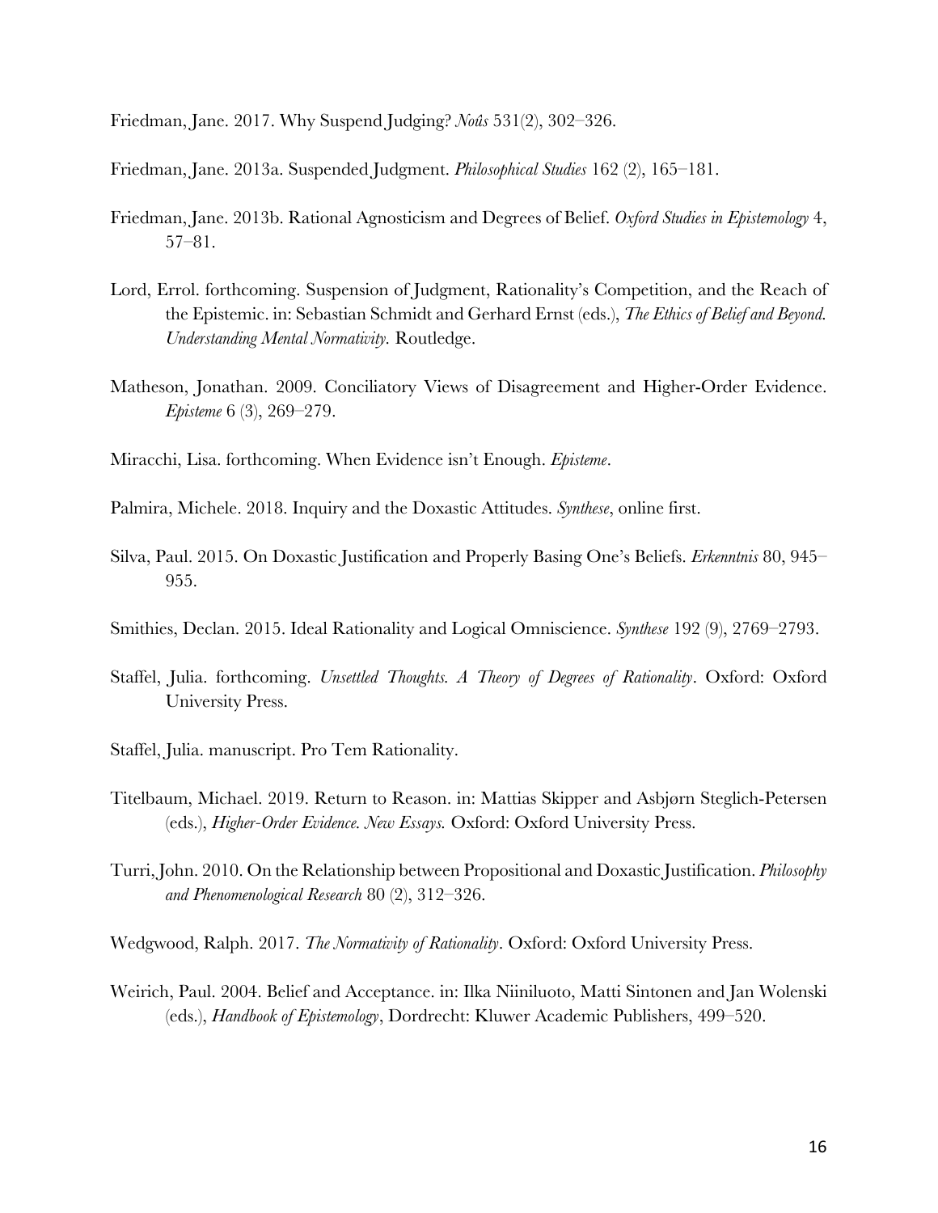Friedman, Jane. 2017. Why Suspend Judging? *Noûs* 531(2), 302–326.

Friedman, Jane. 2013a. Suspended Judgment. *Philosophical Studies* 162 (2), 165–181.

Friedman, Jane. 2013b. Rational Agnosticism and Degrees of Belief. *Oxford Studies in Epistemology* 4, 57–81.

Lord, Errol. forthcoming. Suspension of Judgment, Rationality's Competition, and the Reach of the Epistemic. in: Sebastian Schmidt and Gerhard Ernst (eds.), *The Ethics of Belief and Beyond. Understanding Mental Normativity.* Routledge.

Matheson, Jonathan. 2009. Conciliatory Views of Disagreement and Higher-Order Evidence. *Episteme* 6 (3), 269–279.

Miracchi, Lisa. forthcoming. When Evidence isn't Enough. *Episteme*.

Palmira, Michele. 2018. Inquiry and the Doxastic Attitudes. *Synthese*, online first.

Silva, Paul. 2015. On Doxastic Justification and Properly Basing One's Beliefs. *Erkenntnis* 80, 945–955.

Smithies, Declan. 2015. Ideal Rationality and Logical Omniscience. *Synthese* 192 (9), 2769–2793.

Staffel, Julia. forthcoming. *Unsettled Thoughts. A Theory of Degrees of Rationality*. Oxford: Oxford University Press.

Staffel, Julia. manuscript. Pro Tem Rationality.

Titelbaum, Michael. 2019. Return to Reason. in: Mattias Skipper and Asbjørn Steglich-Petersen (eds.), *Higher-Order Evidence. New Essays.* Oxford: Oxford University Press.

Turri, John. 2010. On the Relationship between Propositional and Doxastic Justification. *Philosophy and Phenomenological Research* 80 (2), 312–326.

Wedgwood, Ralph. 2017. *The Normativity of Rationality*. Oxford: Oxford University Press.

Weirich, Paul. 2004. Belief and Acceptance. in: Ilka Niiniluoto, Matti Sintonen and Jan Wolenski (eds.), *Handbook of Epistemology*, Dordrecht: Kluwer Academic Publishers, 499–520.